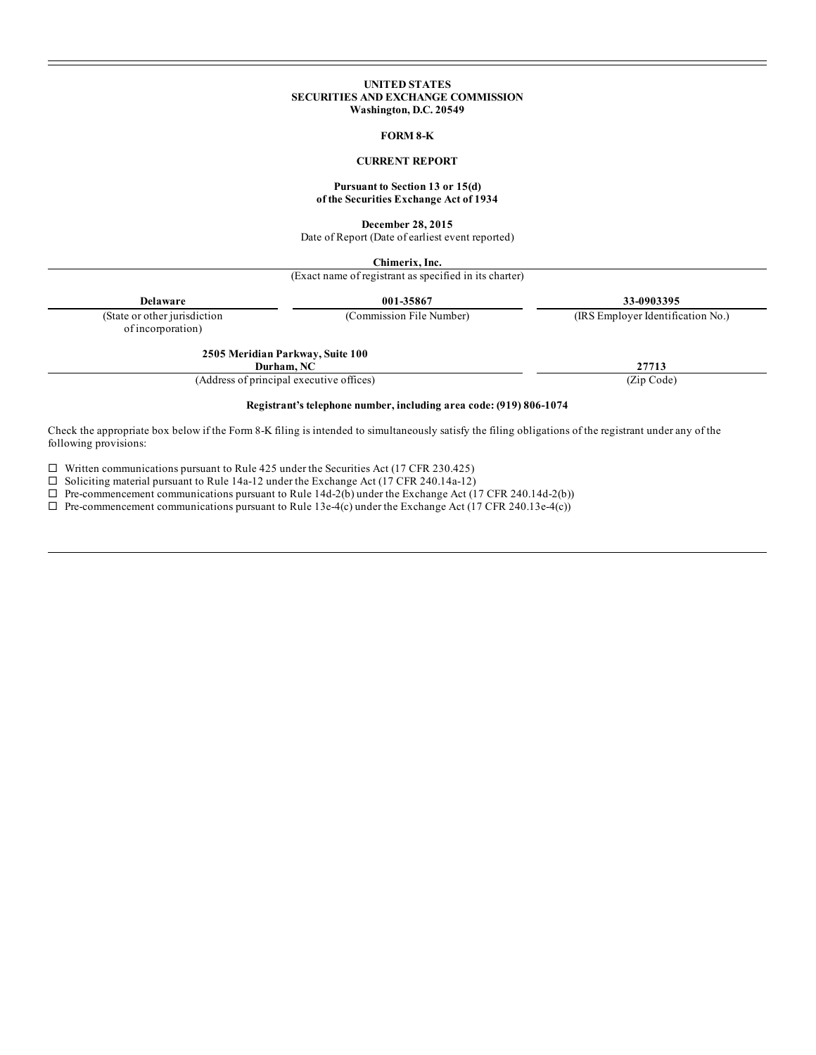**UNITED STATES**
**SECURITIES AND EXCHANGE COMMISSION**
**Washington, D.C. 20549**

**FORM 8-K**

**CURRENT REPORT**

**Pursuant to Section 13 or 15(d)**
**of the Securities Exchange Act of 1934**

**December 28, 2015**
Date of Report (Date of earliest event reported)

**Chimerix, Inc.**
(Exact name of registrant as specified in its charter)

| **Delaware** | **001-35867** | **33-0903395** |
|---|---|---|
| (State or other jurisdiction of incorporation) | (Commission File Number) | (IRS Employer Identification No.) |

| **2505 Meridian Parkway, Suite 100** **Durham, NC** | **27713** |
|---|---|
| (Address of principal executive offices) | (Zip Code) |

**Registrant's telephone number, including area code: (919) 806-1074**

Check the appropriate box below if the Form 8-K filing is intended to simultaneously satisfy the filing obligations of the registrant under any of the following provisions:

☐ Written communications pursuant to Rule 425 under the Securities Act (17 CFR 230.425)
☐ Soliciting material pursuant to Rule 14a-12 under the Exchange Act (17 CFR 240.14a-12)
☐ Pre-commencement communications pursuant to Rule 14d-2(b) under the Exchange Act (17 CFR 240.14d-2(b))
☐ Pre-commencement communications pursuant to Rule 13e-4(c) under the Exchange Act (17 CFR 240.13e-4(c))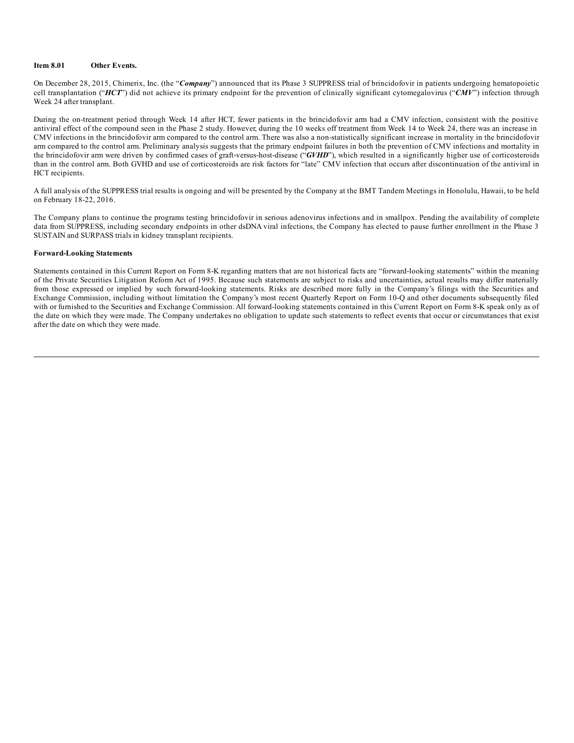**Item 8.01 Other Events.**

On December 28, 2015, Chimerix, Inc. (the "***Company***") announced that its Phase 3 SUPPRESS trial of brincidofovir in patients undergoing hematopoietic cell transplantation ("***HCT***") did not achieve its primary endpoint for the prevention of clinically significant cytomegalovirus ("***CMV***") infection through Week 24 after transplant.

During the on-treatment period through Week 14 after HCT, fewer patients in the brincidofovir arm had a CMV infection, consistent with the positive antiviral effect of the compound seen in the Phase 2 study. However, during the 10 weeks off treatment from Week 14 to Week 24, there was an increase in CMV infections in the brincidofovir arm compared to the control arm. There was also a non-statistically significant increase in mortality in the brincidofovir arm compared to the control arm. Preliminary analysis suggests that the primary endpoint failures in both the prevention of CMV infections and mortality in the brincidofovir arm were driven by confirmed cases of graft-versus-host-disease ("***GVHD***"), which resulted in a significantly higher use of corticosteroids than in the control arm. Both GVHD and use of corticosteroids are risk factors for "late" CMV infection that occurs after discontinuation of the antiviral in HCT recipients.

A full analysis of the SUPPRESS trial results is ongoing and will be presented by the Company at the BMT Tandem Meetings in Honolulu, Hawaii, to be held on February 18-22, 2016.

The Company plans to continue the programs testing brincidofovir in serious adenovirus infections and in smallpox. Pending the availability of complete data from SUPPRESS, including secondary endpoints in other dsDNA viral infections, the Company has elected to pause further enrollment in the Phase 3 SUSTAIN and SURPASS trials in kidney transplant recipients.

**Forward-Looking Statements**

Statements contained in this Current Report on Form 8-K regarding matters that are not historical facts are "forward-looking statements" within the meaning of the Private Securities Litigation Reform Act of 1995. Because such statements are subject to risks and uncertainties, actual results may differ materially from those expressed or implied by such forward-looking statements. Risks are described more fully in the Company's filings with the Securities and Exchange Commission, including without limitation the Company's most recent Quarterly Report on Form 10-Q and other documents subsequently filed with or furnished to the Securities and Exchange Commission. All forward-looking statements contained in this Current Report on Form 8-K speak only as of the date on which they were made. The Company undertakes no obligation to update such statements to reflect events that occur or circumstances that exist after the date on which they were made.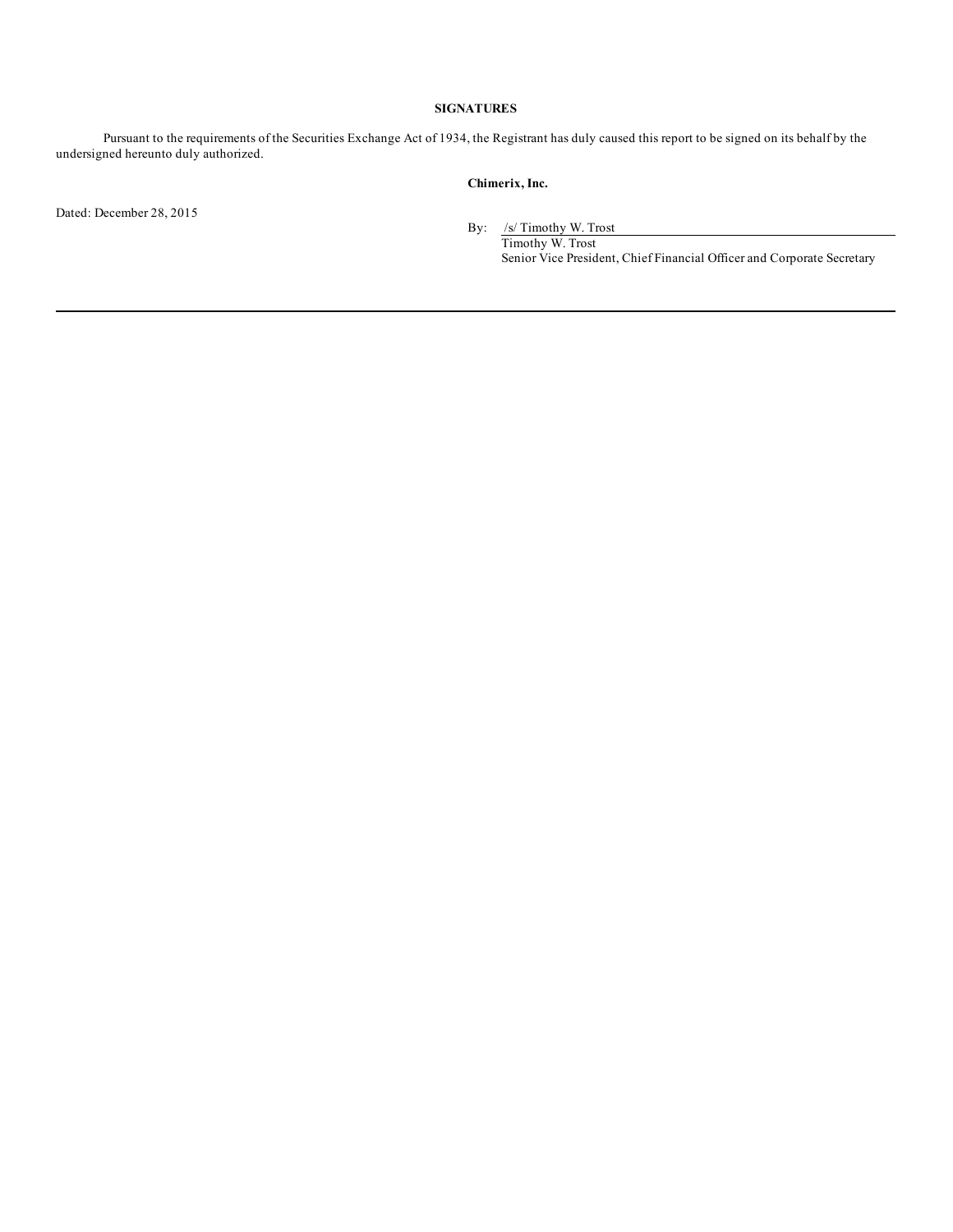**SIGNATURES**

Pursuant to the requirements of the Securities Exchange Act of 1934, the Registrant has duly caused this report to be signed on its behalf by the undersigned hereunto duly authorized.

**Chimerix, Inc.**

Dated: December 28, 2015

By: /s/ Timothy W. Trost

Timothy W. Trost

Senior Vice President, Chief Financial Officer and Corporate Secretary